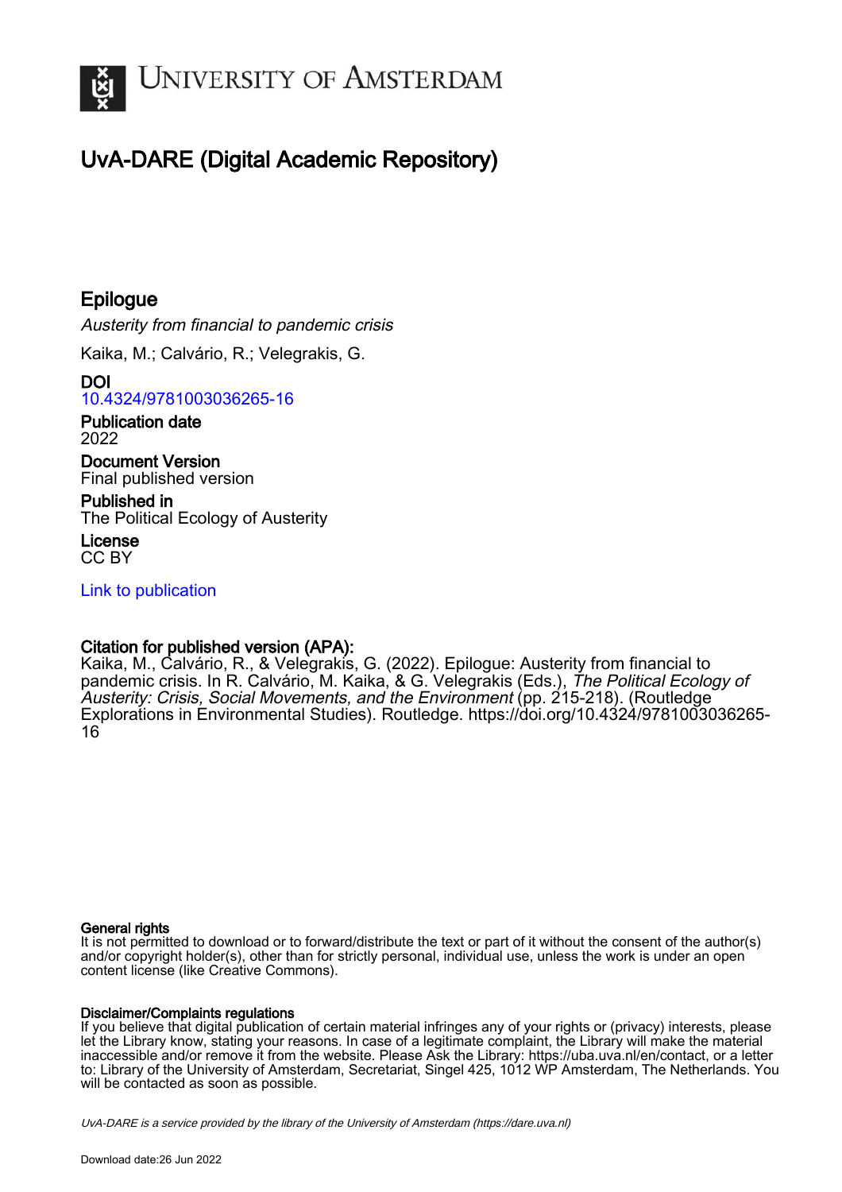# University of Amsterdam

## UvA-DARE (Digital Academic Repository)

### Epilogue

*Austerity from financial to pandemic crisis*

Kaika, M.; Calvário, R.; Velegrakis, G.

**DOI**
10.4324/9781003036265-16

**Publication date**
2022

**Document Version**
Final published version

**Published in**
The Political Ecology of Austerity

**License**
CC BY

Link to publication

**Citation for published version (APA):**
Kaika, M., Calvário, R., & Velegrakis, G. (2022). Epilogue: Austerity from financial to pandemic crisis. In R. Calvário, M. Kaika, & G. Velegrakis (Eds.), *The Political Ecology of Austerity: Crisis, Social Movements, and the Environment* (pp. 215-218). (Routledge Explorations in Environmental Studies). Routledge. https://doi.org/10.4324/9781003036265-16

**General rights**
It is not permitted to download or to forward/distribute the text or part of it without the consent of the author(s) and/or copyright holder(s), other than for strictly personal, individual use, unless the work is under an open content license (like Creative Commons).

**Disclaimer/Complaints regulations**
If you believe that digital publication of certain material infringes any of your rights or (privacy) interests, please let the Library know, stating your reasons. In case of a legitimate complaint, the Library will make the material inaccessible and/or remove it from the website. Please Ask the Library: https://uba.uva.nl/en/contact, or a letter to: Library of the University of Amsterdam, Secretariat, Singel 425, 1012 WP Amsterdam, The Netherlands. You will be contacted as soon as possible.

*UvA-DARE is a service provided by the library of the University of Amsterdam (https://dare.uva.nl)*

Download date:26 Jun 2022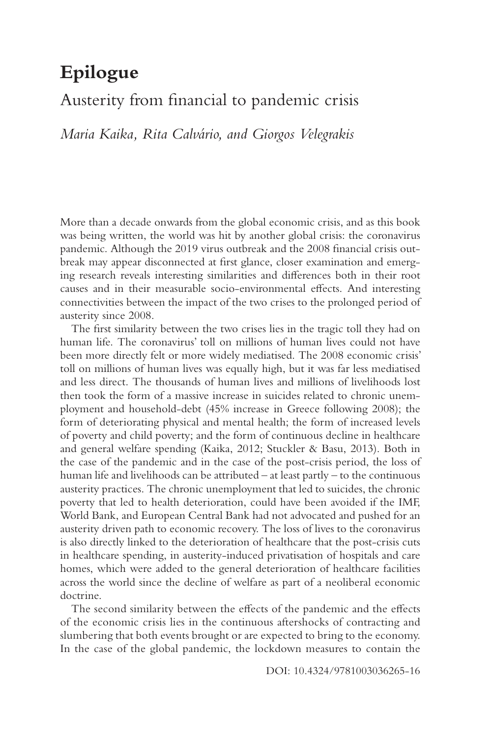# Epilogue

## Austerity from financial to pandemic crisis

*Maria Kaika, Rita Calvário, and Giorgos Velegrakis*

More than a decade onwards from the global economic crisis, and as this book was being written, the world was hit by another global crisis: the coronavirus pandemic. Although the 2019 virus outbreak and the 2008 financial crisis outbreak may appear disconnected at first glance, closer examination and emerging research reveals interesting similarities and differences both in their root causes and in their measurable socio-environmental effects. And interesting connectivities between the impact of the two crises to the prolonged period of austerity since 2008.

The first similarity between the two crises lies in the tragic toll they had on human life. The coronavirus' toll on millions of human lives could not have been more directly felt or more widely mediatised. The 2008 economic crisis' toll on millions of human lives was equally high, but it was far less mediatised and less direct. The thousands of human lives and millions of livelihoods lost then took the form of a massive increase in suicides related to chronic unemployment and household-debt (45% increase in Greece following 2008); the form of deteriorating physical and mental health; the form of increased levels of poverty and child poverty; and the form of continuous decline in healthcare and general welfare spending (Kaika, 2012; Stuckler & Basu, 2013). Both in the case of the pandemic and in the case of the post-crisis period, the loss of human life and livelihoods can be attributed – at least partly – to the continuous austerity practices. The chronic unemployment that led to suicides, the chronic poverty that led to health deterioration, could have been avoided if the IMF, World Bank, and European Central Bank had not advocated and pushed for an austerity driven path to economic recovery. The loss of lives to the coronavirus is also directly linked to the deterioration of healthcare that the post-crisis cuts in healthcare spending, in austerity-induced privatisation of hospitals and care homes, which were added to the general deterioration of healthcare facilities across the world since the decline of welfare as part of a neoliberal economic doctrine.

The second similarity between the effects of the pandemic and the effects of the economic crisis lies in the continuous aftershocks of contracting and slumbering that both events brought or are expected to bring to the economy. In the case of the global pandemic, the lockdown measures to contain the

DOI: 10.4324/9781003036265-16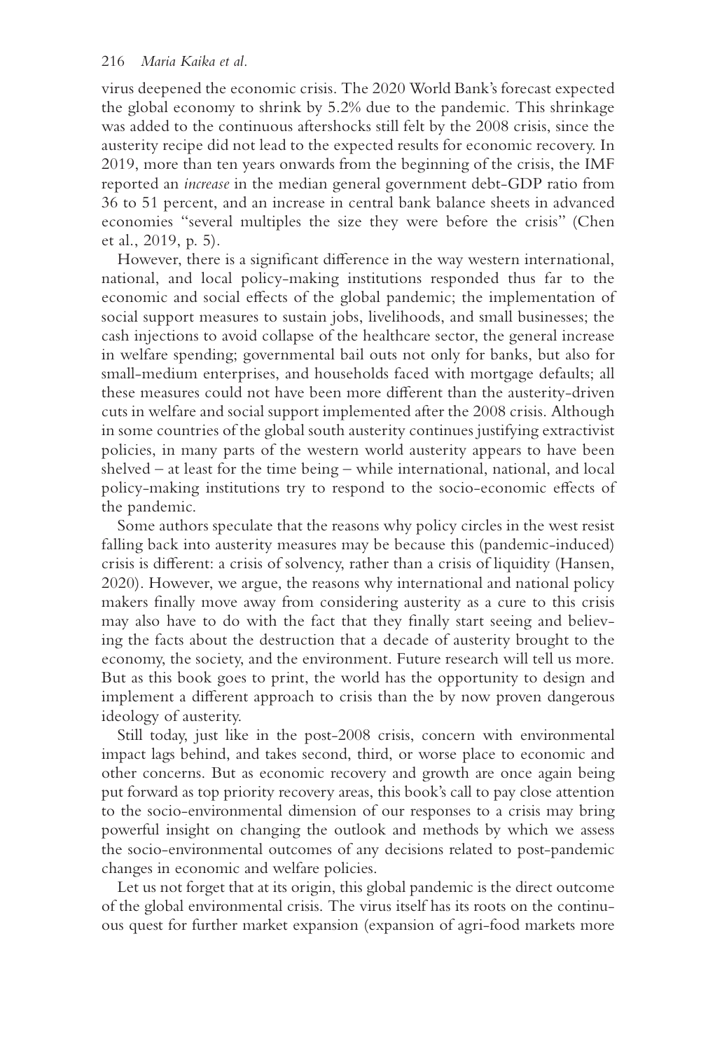virus deepened the economic crisis. The 2020 World Bank's forecast expected the global economy to shrink by 5.2% due to the pandemic. This shrinkage was added to the continuous aftershocks still felt by the 2008 crisis, since the austerity recipe did not lead to the expected results for economic recovery. In 2019, more than ten years onwards from the beginning of the crisis, the IMF reported an *increase* in the median general government debt-GDP ratio from 36 to 51 percent, and an increase in central bank balance sheets in advanced economies "several multiples the size they were before the crisis" (Chen et al., 2019, p. 5).

However, there is a significant difference in the way western international, national, and local policy-making institutions responded thus far to the economic and social effects of the global pandemic; the implementation of social support measures to sustain jobs, livelihoods, and small businesses; the cash injections to avoid collapse of the healthcare sector, the general increase in welfare spending; governmental bail outs not only for banks, but also for small-medium enterprises, and households faced with mortgage defaults; all these measures could not have been more different than the austerity-driven cuts in welfare and social support implemented after the 2008 crisis. Although in some countries of the global south austerity continues justifying extractivist policies, in many parts of the western world austerity appears to have been shelved – at least for the time being – while international, national, and local policy-making institutions try to respond to the socio-economic effects of the pandemic.

Some authors speculate that the reasons why policy circles in the west resist falling back into austerity measures may be because this (pandemic-induced) crisis is different: a crisis of solvency, rather than a crisis of liquidity (Hansen, 2020). However, we argue, the reasons why international and national policy makers finally move away from considering austerity as a cure to this crisis may also have to do with the fact that they finally start seeing and believing the facts about the destruction that a decade of austerity brought to the economy, the society, and the environment. Future research will tell us more. But as this book goes to print, the world has the opportunity to design and implement a different approach to crisis than the by now proven dangerous ideology of austerity.

Still today, just like in the post-2008 crisis, concern with environmental impact lags behind, and takes second, third, or worse place to economic and other concerns. But as economic recovery and growth are once again being put forward as top priority recovery areas, this book's call to pay close attention to the socio-environmental dimension of our responses to a crisis may bring powerful insight on changing the outlook and methods by which we assess the socio-environmental outcomes of any decisions related to post-pandemic changes in economic and welfare policies.

Let us not forget that at its origin, this global pandemic is the direct outcome of the global environmental crisis. The virus itself has its roots on the continuous quest for further market expansion (expansion of agri-food markets more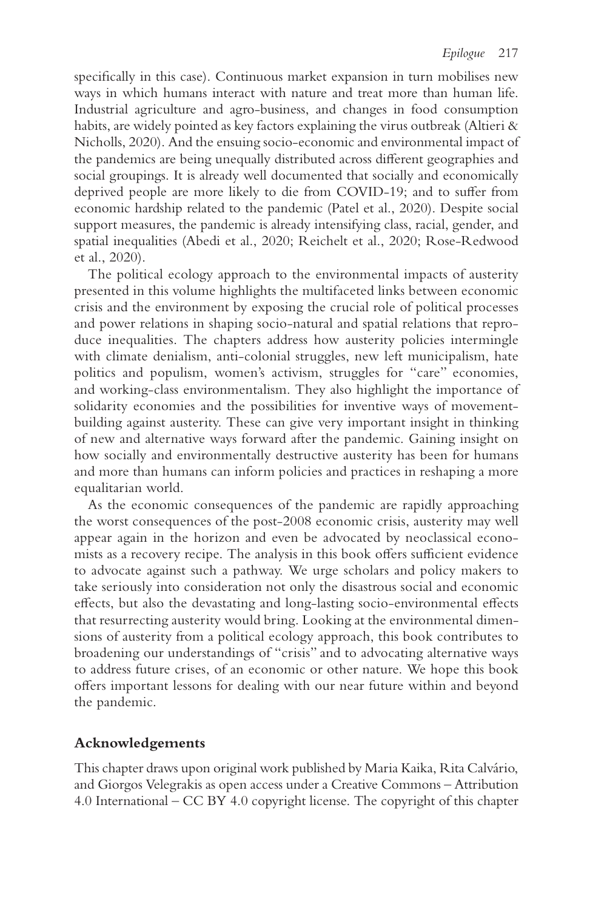specifically in this case). Continuous market expansion in turn mobilises new ways in which humans interact with nature and treat more than human life. Industrial agriculture and agro-business, and changes in food consumption habits, are widely pointed as key factors explaining the virus outbreak (Altieri & Nicholls, 2020). And the ensuing socio-economic and environmental impact of the pandemics are being unequally distributed across different geographies and social groupings. It is already well documented that socially and economically deprived people are more likely to die from COVID-19; and to suffer from economic hardship related to the pandemic (Patel et al., 2020). Despite social support measures, the pandemic is already intensifying class, racial, gender, and spatial inequalities (Abedi et al., 2020; Reichelt et al., 2020; Rose-Redwood et al., 2020).

The political ecology approach to the environmental impacts of austerity presented in this volume highlights the multifaceted links between economic crisis and the environment by exposing the crucial role of political processes and power relations in shaping socio-natural and spatial relations that reproduce inequalities. The chapters address how austerity policies intermingle with climate denialism, anti-colonial struggles, new left municipalism, hate politics and populism, women's activism, struggles for "care" economies, and working-class environmentalism. They also highlight the importance of solidarity economies and the possibilities for inventive ways of movement-building against austerity. These can give very important insight in thinking of new and alternative ways forward after the pandemic. Gaining insight on how socially and environmentally destructive austerity has been for humans and more than humans can inform policies and practices in reshaping a more equalitarian world.

As the economic consequences of the pandemic are rapidly approaching the worst consequences of the post-2008 economic crisis, austerity may well appear again in the horizon and even be advocated by neoclassical economists as a recovery recipe. The analysis in this book offers sufficient evidence to advocate against such a pathway. We urge scholars and policy makers to take seriously into consideration not only the disastrous social and economic effects, but also the devastating and long-lasting socio-environmental effects that resurrecting austerity would bring. Looking at the environmental dimensions of austerity from a political ecology approach, this book contributes to broadening our understandings of "crisis" and to advocating alternative ways to address future crises, of an economic or other nature. We hope this book offers important lessons for dealing with our near future within and beyond the pandemic.

## Acknowledgements

This chapter draws upon original work published by Maria Kaika, Rita Calvário, and Giorgos Velegrakis as open access under a Creative Commons – Attribution 4.0 International – CC BY 4.0 copyright license. The copyright of this chapter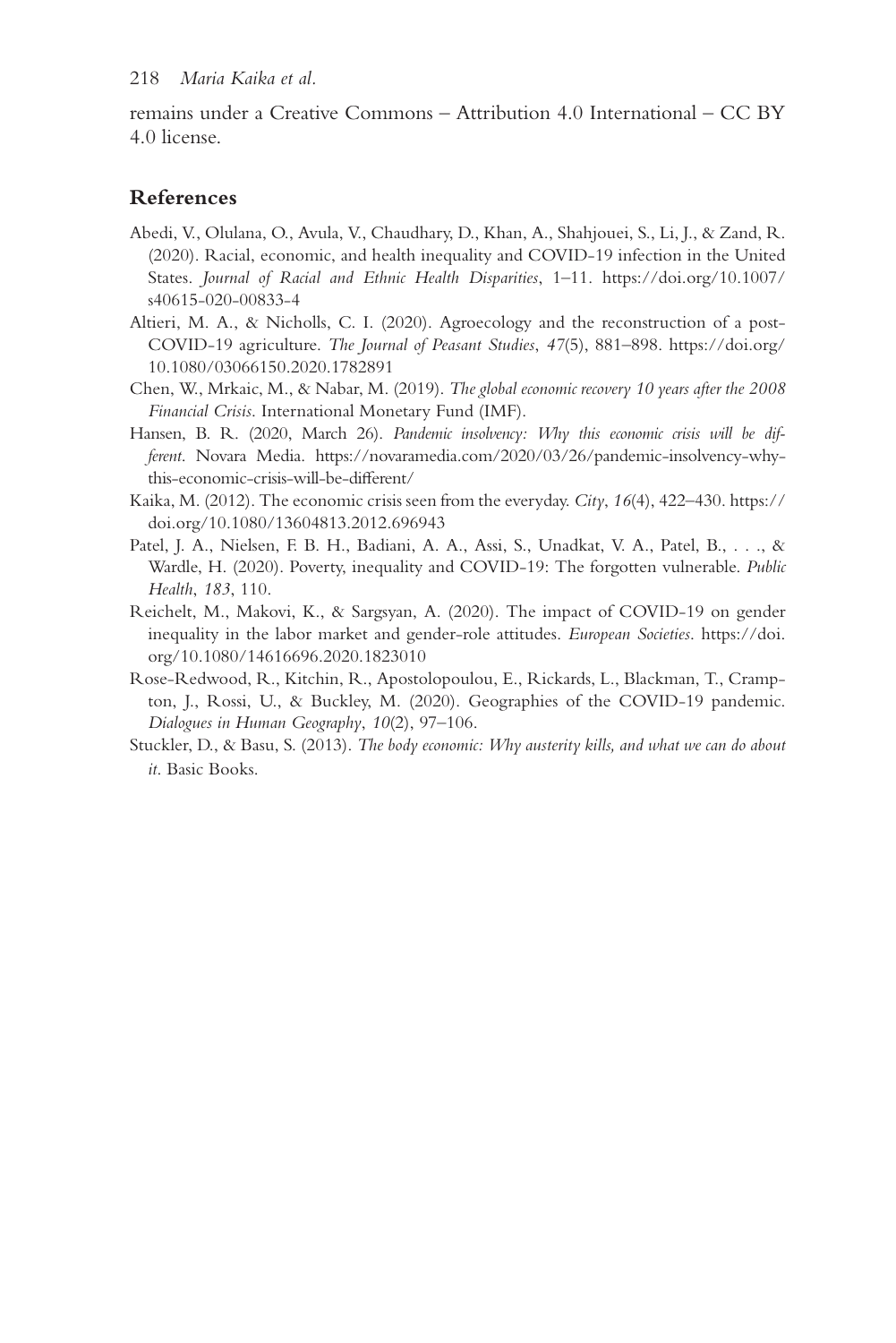remains under a Creative Commons – Attribution 4.0 International – CC BY 4.0 license.

## References

Abedi, V., Olulana, O., Avula, V., Chaudhary, D., Khan, A., Shahjouei, S., Li, J., & Zand, R. (2020). Racial, economic, and health inequality and COVID-19 infection in the United States. *Journal of Racial and Ethnic Health Disparities*, 1–11. https://doi.org/10.1007/s40615-020-00833-4

Altieri, M. A., & Nicholls, C. I. (2020). Agroecology and the reconstruction of a post-COVID-19 agriculture. *The Journal of Peasant Studies*, *47*(5), 881–898. https://doi.org/10.1080/03066150.2020.1782891

Chen, W., Mrkaic, M., & Nabar, M. (2019). *The global economic recovery 10 years after the 2008 Financial Crisis*. International Monetary Fund (IMF).

Hansen, B. R. (2020, March 26). *Pandemic insolvency: Why this economic crisis will be different*. Novara Media. https://novaramedia.com/2020/03/26/pandemic-insolvency-why-this-economic-crisis-will-be-different/

Kaika, M. (2012). The economic crisis seen from the everyday. *City*, *16*(4), 422–430. https://doi.org/10.1080/13604813.2012.696943

Patel, J. A., Nielsen, F. B. H., Badiani, A. A., Assi, S., Unadkat, V. A., Patel, B., . . ., & Wardle, H. (2020). Poverty, inequality and COVID-19: The forgotten vulnerable. *Public Health*, *183*, 110.

Reichelt, M., Makovi, K., & Sargsyan, A. (2020). The impact of COVID-19 on gender inequality in the labor market and gender-role attitudes. *European Societies*. https://doi.org/10.1080/14616696.2020.1823010

Rose-Redwood, R., Kitchin, R., Apostolopoulou, E., Rickards, L., Blackman, T., Crampton, J., Rossi, U., & Buckley, M. (2020). Geographies of the COVID-19 pandemic. *Dialogues in Human Geography*, *10*(2), 97–106.

Stuckler, D., & Basu, S. (2013). *The body economic: Why austerity kills, and what we can do about it*. Basic Books.